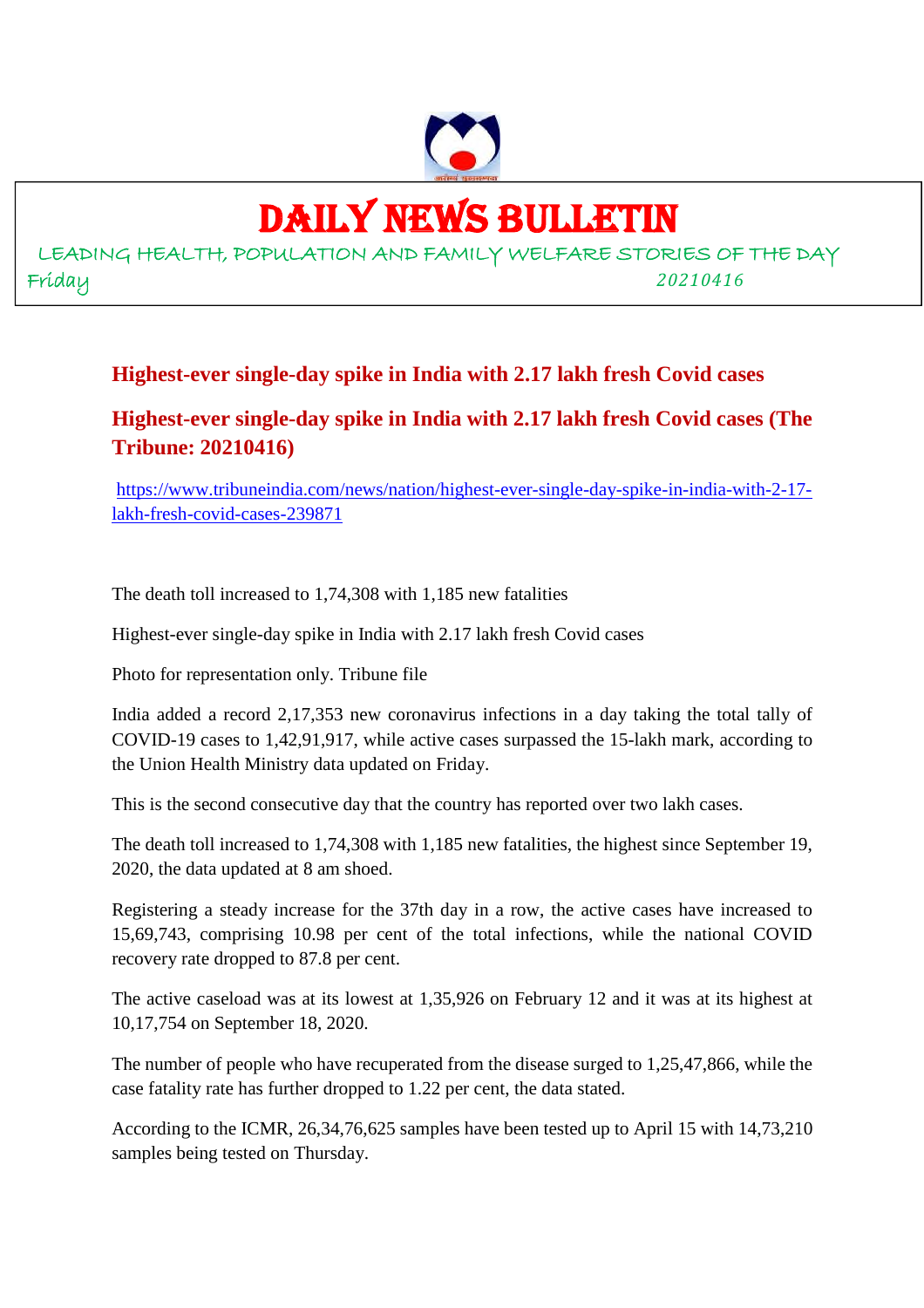# DAILY NEWS BULLETIN

LEADING HEALTH, POPULATION AND FAMILY WELFARE STORIES OF THE DAY

Friday 20210416

## Highest-ever single-day spike in India with 2.17 lakh fresh Covid cases

## Highest-ever single-day spike in India with 2.17 lakh fresh Covid cases (The Tribune: 20210416)

https://www.tribuneindia.com/news/nation/highest-ever-single-day-spike-in-india-with-2-17-lakh-fresh-covid-cases-239871

The death toll increased to 1,74,308 with 1,185 new fatalities

Highest-ever single-day spike in India with 2.17 lakh fresh Covid cases

Photo for representation only. Tribune file

India added a record 2,17,353 new coronavirus infections in a day taking the total tally of COVID-19 cases to 1,42,91,917, while active cases surpassed the 15-lakh mark, according to the Union Health Ministry data updated on Friday.

This is the second consecutive day that the country has reported over two lakh cases.

The death toll increased to 1,74,308 with 1,185 new fatalities, the highest since September 19, 2020, the data updated at 8 am shoed.

Registering a steady increase for the 37th day in a row, the active cases have increased to 15,69,743, comprising 10.98 per cent of the total infections, while the national COVID recovery rate dropped to 87.8 per cent.

The active caseload was at its lowest at 1,35,926 on February 12 and it was at its highest at 10,17,754 on September 18, 2020.

The number of people who have recuperated from the disease surged to 1,25,47,866, while the case fatality rate has further dropped to 1.22 per cent, the data stated.

According to the ICMR, 26,34,76,625 samples have been tested up to April 15 with 14,73,210 samples being tested on Thursday.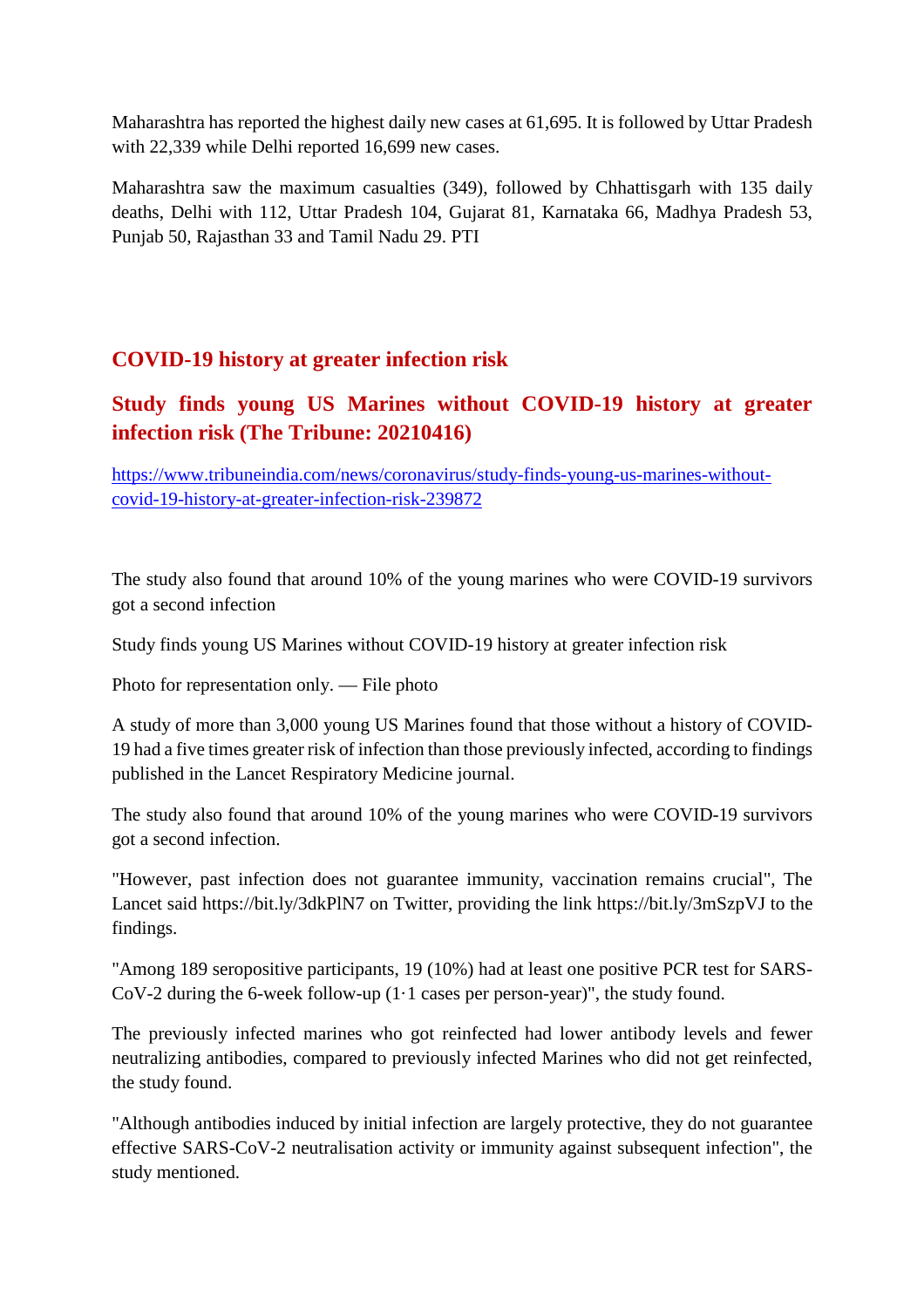Maharashtra has reported the highest daily new cases at 61,695. It is followed by Uttar Pradesh with 22,339 while Delhi reported 16,699 new cases.

Maharashtra saw the maximum casualties (349), followed by Chhattisgarh with 135 daily deaths, Delhi with 112, Uttar Pradesh 104, Gujarat 81, Karnataka 66, Madhya Pradesh 53, Punjab 50, Rajasthan 33 and Tamil Nadu 29. PTI

## COVID-19 history at greater infection risk

## Study finds young US Marines without COVID-19 history at greater infection risk (The Tribune: 20210416)

https://www.tribuneindia.com/news/coronavirus/study-finds-young-us-marines-without-covid-19-history-at-greater-infection-risk-239872

The study also found that around 10% of the young marines who were COVID-19 survivors got a second infection

Study finds young US Marines without COVID-19 history at greater infection risk

Photo for representation only. — File photo

A study of more than 3,000 young US Marines found that those without a history of COVID-19 had a five times greater risk of infection than those previously infected, according to findings published in the Lancet Respiratory Medicine journal.

The study also found that around 10% of the young marines who were COVID-19 survivors got a second infection.

"However, past infection does not guarantee immunity, vaccination remains crucial", The Lancet said https://bit.ly/3dkPlN7 on Twitter, providing the link https://bit.ly/3mSzpVJ to the findings.

"Among 189 seropositive participants, 19 (10%) had at least one positive PCR test for SARS-CoV-2 during the 6-week follow-up (1·1 cases per person-year)", the study found.

The previously infected marines who got reinfected had lower antibody levels and fewer neutralizing antibodies, compared to previously infected Marines who did not get reinfected, the study found.

"Although antibodies induced by initial infection are largely protective, they do not guarantee effective SARS-CoV-2 neutralisation activity or immunity against subsequent infection", the study mentioned.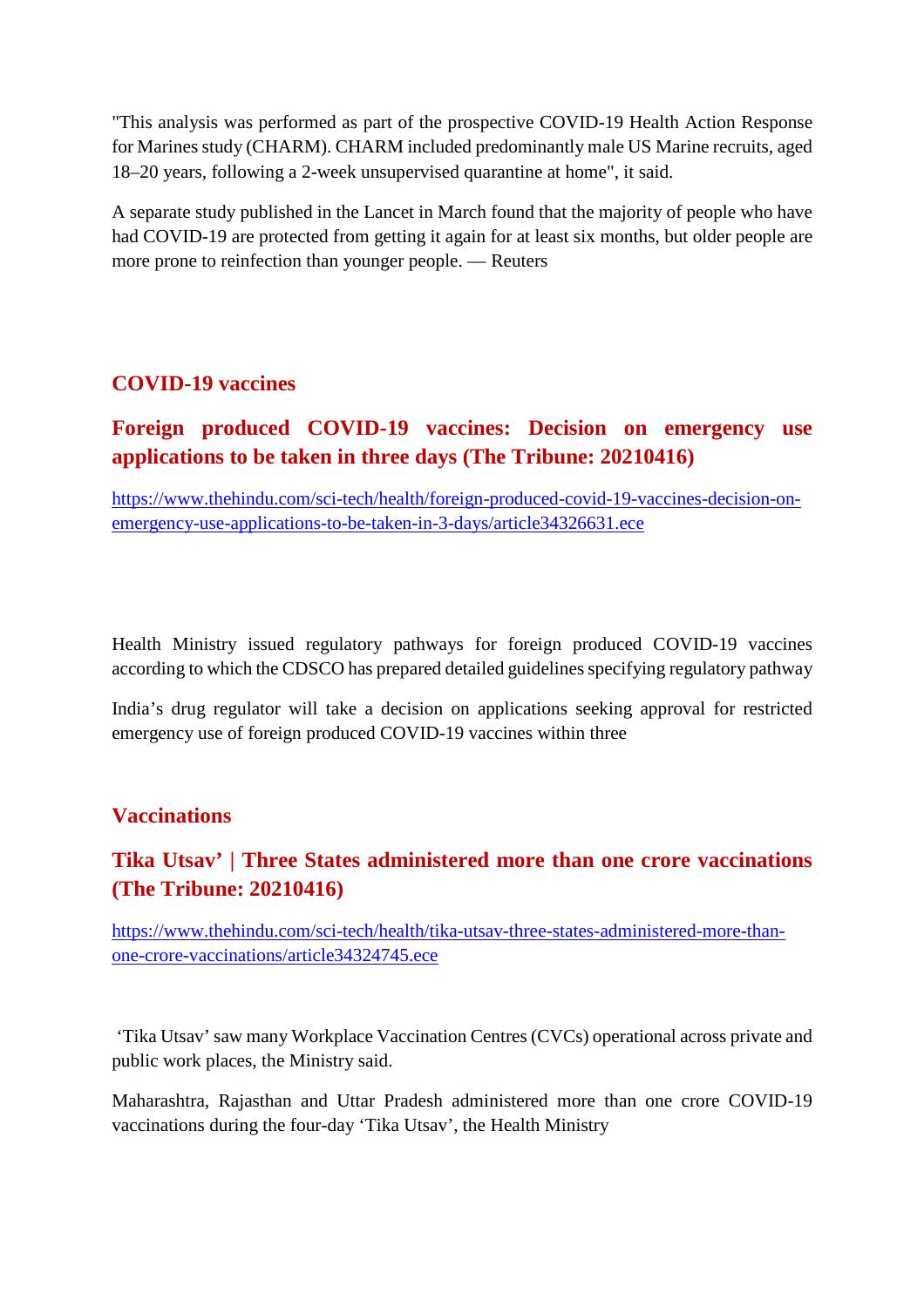"This analysis was performed as part of the prospective COVID-19 Health Action Response for Marines study (CHARM). CHARM included predominantly male US Marine recruits, aged 18–20 years, following a 2-week unsupervised quarantine at home", it said.

A separate study published in the Lancet in March found that the majority of people who have had COVID-19 are protected from getting it again for at least six months, but older people are more prone to reinfection than younger people. — Reuters

## COVID-19 vaccines

### Foreign produced COVID-19 vaccines: Decision on emergency use applications to be taken in three days (The Tribune: 20210416)

https://www.thehindu.com/sci-tech/health/foreign-produced-covid-19-vaccines-decision-on-emergency-use-applications-to-be-taken-in-3-days/article34326631.ece

Health Ministry issued regulatory pathways for foreign produced COVID-19 vaccines according to which the CDSCO has prepared detailed guidelines specifying regulatory pathway

India's drug regulator will take a decision on applications seeking approval for restricted emergency use of foreign produced COVID-19 vaccines within three

## Vaccinations

### Tika Utsav' | Three States administered more than one crore vaccinations (The Tribune: 20210416)

https://www.thehindu.com/sci-tech/health/tika-utsav-three-states-administered-more-than-one-crore-vaccinations/article34324745.ece

'Tika Utsav' saw many Workplace Vaccination Centres (CVCs) operational across private and public work places, the Ministry said.

Maharashtra, Rajasthan and Uttar Pradesh administered more than one crore COVID-19 vaccinations during the four-day 'Tika Utsav', the Health Ministry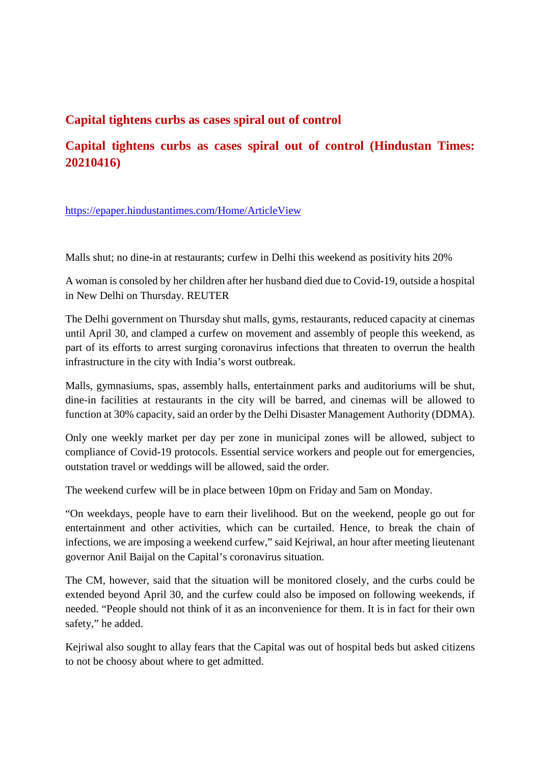## Capital tightens curbs as cases spiral out of control

## Capital tightens curbs as cases spiral out of control (Hindustan Times: 20210416)

https://epaper.hindustantimes.com/Home/ArticleView

Malls shut; no dine-in at restaurants; curfew in Delhi this weekend as positivity hits 20%

A woman is consoled by her children after her husband died due to Covid-19, outside a hospital in New Delhi on Thursday. REUTER

The Delhi government on Thursday shut malls, gyms, restaurants, reduced capacity at cinemas until April 30, and clamped a curfew on movement and assembly of people this weekend, as part of its efforts to arrest surging coronavirus infections that threaten to overrun the health infrastructure in the city with India's worst outbreak.

Malls, gymnasiums, spas, assembly halls, entertainment parks and auditoriums will be shut, dine-in facilities at restaurants in the city will be barred, and cinemas will be allowed to function at 30% capacity, said an order by the Delhi Disaster Management Authority (DDMA).

Only one weekly market per day per zone in municipal zones will be allowed, subject to compliance of Covid-19 protocols. Essential service workers and people out for emergencies, outstation travel or weddings will be allowed, said the order.

The weekend curfew will be in place between 10pm on Friday and 5am on Monday.

"On weekdays, people have to earn their livelihood. But on the weekend, people go out for entertainment and other activities, which can be curtailed. Hence, to break the chain of infections, we are imposing a weekend curfew," said Kejriwal, an hour after meeting lieutenant governor Anil Baijal on the Capital's coronavirus situation.

The CM, however, said that the situation will be monitored closely, and the curbs could be extended beyond April 30, and the curfew could also be imposed on following weekends, if needed. "People should not think of it as an inconvenience for them. It is in fact for their own safety," he added.

Kejriwal also sought to allay fears that the Capital was out of hospital beds but asked citizens to not be choosy about where to get admitted.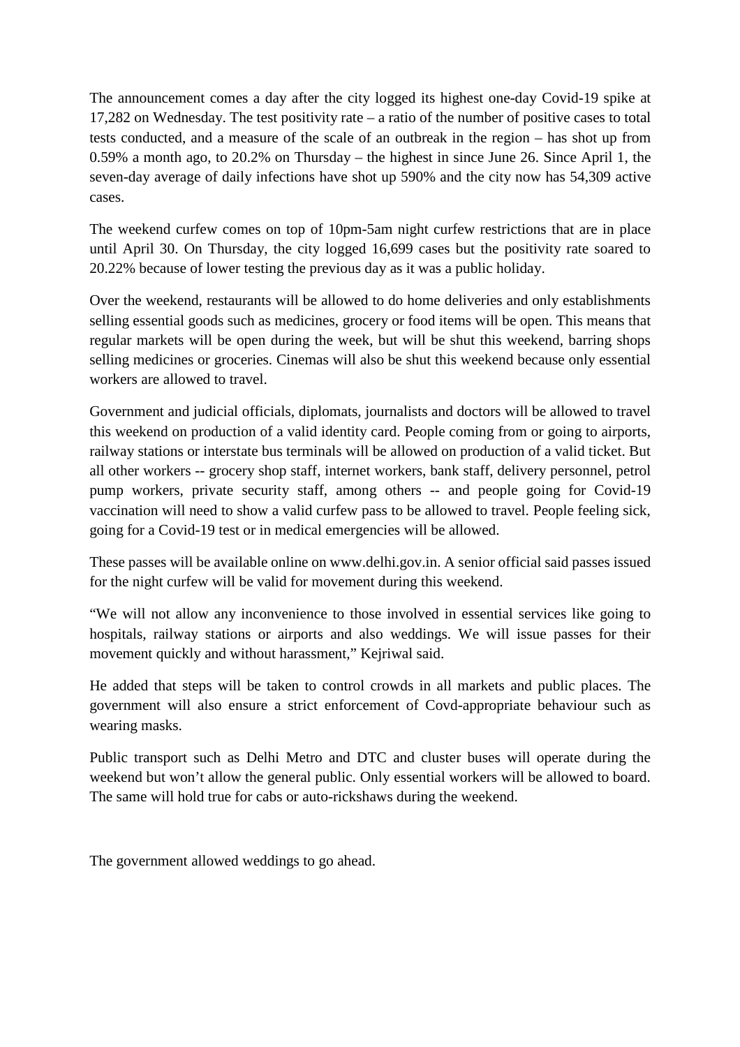The announcement comes a day after the city logged its highest one-day Covid-19 spike at 17,282 on Wednesday. The test positivity rate – a ratio of the number of positive cases to total tests conducted, and a measure of the scale of an outbreak in the region – has shot up from 0.59% a month ago, to 20.2% on Thursday – the highest in since June 26. Since April 1, the seven-day average of daily infections have shot up 590% and the city now has 54,309 active cases.

The weekend curfew comes on top of 10pm-5am night curfew restrictions that are in place until April 30. On Thursday, the city logged 16,699 cases but the positivity rate soared to 20.22% because of lower testing the previous day as it was a public holiday.

Over the weekend, restaurants will be allowed to do home deliveries and only establishments selling essential goods such as medicines, grocery or food items will be open. This means that regular markets will be open during the week, but will be shut this weekend, barring shops selling medicines or groceries. Cinemas will also be shut this weekend because only essential workers are allowed to travel.

Government and judicial officials, diplomats, journalists and doctors will be allowed to travel this weekend on production of a valid identity card. People coming from or going to airports, railway stations or interstate bus terminals will be allowed on production of a valid ticket. But all other workers -- grocery shop staff, internet workers, bank staff, delivery personnel, petrol pump workers, private security staff, among others -- and people going for Covid-19 vaccination will need to show a valid curfew pass to be allowed to travel. People feeling sick, going for a Covid-19 test or in medical emergencies will be allowed.

These passes will be available online on www.delhi.gov.in. A senior official said passes issued for the night curfew will be valid for movement during this weekend.

"We will not allow any inconvenience to those involved in essential services like going to hospitals, railway stations or airports and also weddings. We will issue passes for their movement quickly and without harassment," Kejriwal said.

He added that steps will be taken to control crowds in all markets and public places. The government will also ensure a strict enforcement of Covd-appropriate behaviour such as wearing masks.

Public transport such as Delhi Metro and DTC and cluster buses will operate during the weekend but won't allow the general public. Only essential workers will be allowed to board. The same will hold true for cabs or auto-rickshaws during the weekend.

The government allowed weddings to go ahead.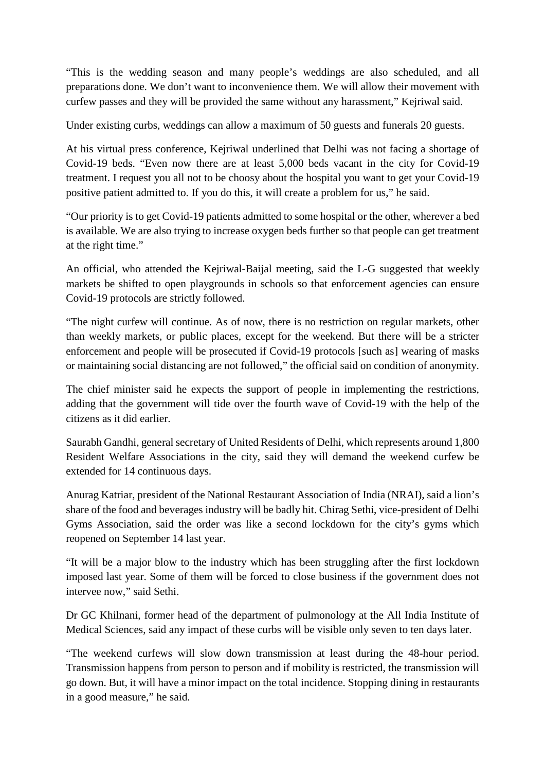"This is the wedding season and many people's weddings are also scheduled, and all preparations done. We don't want to inconvenience them. We will allow their movement with curfew passes and they will be provided the same without any harassment," Kejriwal said.

Under existing curbs, weddings can allow a maximum of 50 guests and funerals 20 guests.

At his virtual press conference, Kejriwal underlined that Delhi was not facing a shortage of Covid-19 beds. "Even now there are at least 5,000 beds vacant in the city for Covid-19 treatment. I request you all not to be choosy about the hospital you want to get your Covid-19 positive patient admitted to. If you do this, it will create a problem for us," he said.

"Our priority is to get Covid-19 patients admitted to some hospital or the other, wherever a bed is available. We are also trying to increase oxygen beds further so that people can get treatment at the right time."

An official, who attended the Kejriwal-Baijal meeting, said the L-G suggested that weekly markets be shifted to open playgrounds in schools so that enforcement agencies can ensure Covid-19 protocols are strictly followed.

"The night curfew will continue. As of now, there is no restriction on regular markets, other than weekly markets, or public places, except for the weekend. But there will be a stricter enforcement and people will be prosecuted if Covid-19 protocols [such as] wearing of masks or maintaining social distancing are not followed," the official said on condition of anonymity.

The chief minister said he expects the support of people in implementing the restrictions, adding that the government will tide over the fourth wave of Covid-19 with the help of the citizens as it did earlier.

Saurabh Gandhi, general secretary of United Residents of Delhi, which represents around 1,800 Resident Welfare Associations in the city, said they will demand the weekend curfew be extended for 14 continuous days.

Anurag Katriar, president of the National Restaurant Association of India (NRAI), said a lion's share of the food and beverages industry will be badly hit. Chirag Sethi, vice-president of Delhi Gyms Association, said the order was like a second lockdown for the city's gyms which reopened on September 14 last year.

"It will be a major blow to the industry which has been struggling after the first lockdown imposed last year. Some of them will be forced to close business if the government does not intervee now," said Sethi.

Dr GC Khilnani, former head of the department of pulmonology at the All India Institute of Medical Sciences, said any impact of these curbs will be visible only seven to ten days later.

"The weekend curfews will slow down transmission at least during the 48-hour period. Transmission happens from person to person and if mobility is restricted, the transmission will go down. But, it will have a minor impact on the total incidence. Stopping dining in restaurants in a good measure," he said.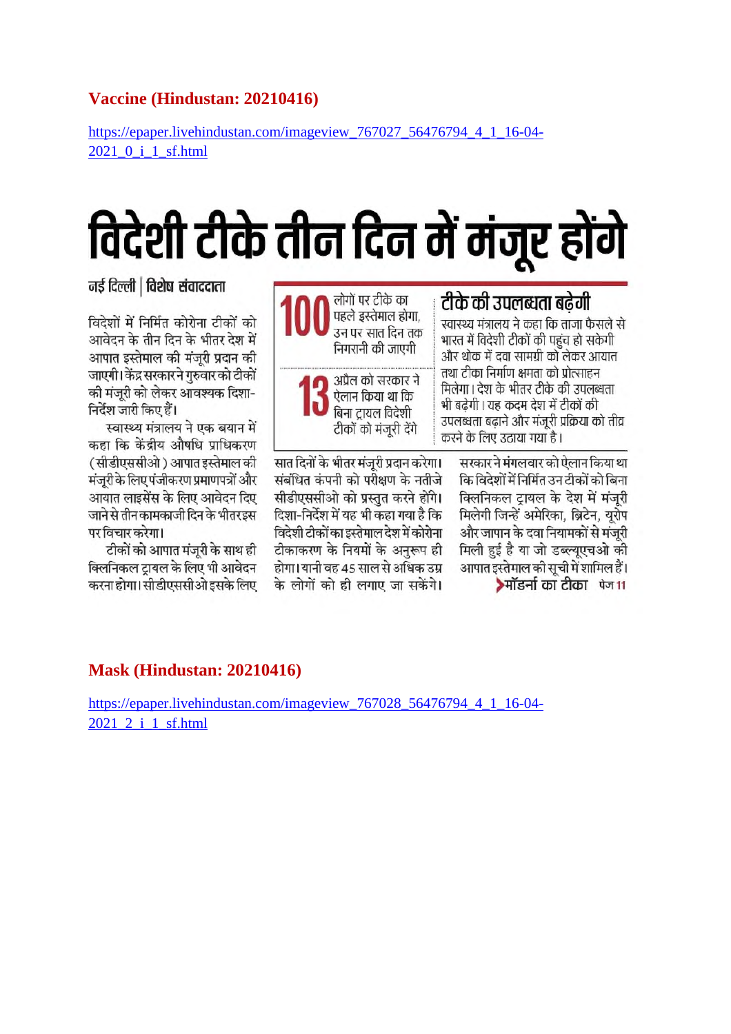## Vaccine (Hindustan: 20210416)

https://epaper.livehindustan.com/imageview_767027_56476794_4_1_16-04-2021_0_i_1_sf.html

# विदेशी टीके तीन दिन में मंजूर होंगे

**नई दिल्ली | विशेष संवाददाता**

विदेशों में निर्मित कोरोना टीकों को आवेदन के तीन दिन के भीतर देश में आपात इस्तेमाल की मंजूरी प्रदान की जाएगी। केंद्र सरकार ने गुरुवार को टीकों की मंजूरी को लेकर आवश्यक दिशा-निर्देश जारी किए हैं।

स्वास्थ्य मंत्रालय ने एक बयान में कहा कि केंद्रीय औषधि प्राधिकरण (सीडीएससीओ) आपात इस्तेमाल की मंजूरी के लिए पंजीकरण प्रमाणपत्रों और आयात लाइसेंस के लिए आवेदन दिए जाने से तीन कामकाजी दिन के भीतर इस पर विचार करेगा।

टीकों को आपात मंजूरी के साथ ही क्लिनिकल ट्रायल के लिए भी आवेदन करना होगा। सीडीएससीओ इसके लिए सात दिनों के भीतर मंजूरी प्रदान करेगा। संबंधित कंपनी को परीक्षण के नतीजे सीडीएससीओ को प्रस्तुत करने होंगे। दिशा-निर्देश में यह भी कहा गया है कि विदेशी टीकों का इस्तेमाल देश में कोरोना टीकाकरण के नियमों के अनुरूप ही होगा। यानी वह 45 साल से अधिक उम्र के लोगों को ही लगाए जा सकेंगे।

सरकार ने मंगलवार को ऐलान किया था कि विदेशों में निर्मित उन टीकों को बिना क्लिनिकल ट्रायल के देश में मंजूरी मिलेगी जिन्हें अमेरिका, ब्रिटेन, यूरोप और जापान के दवा नियामकों से मंजूरी मिली हुई है या जो डब्ल्यूएचओ की आपात इस्तेमाल की सूची में शामिल हैं।

**100** लोगों पर टीके का पहले इस्तेमाल होगा, उन पर सात दिन तक निगरानी की जाएगी

**13** अप्रैल को सरकार ने ऐलान किया था कि बिना ट्रायल विदेशी टीकों को मंजूरी देंगे

### टीके की उपलब्धता बढ़ेगी

स्वास्थ्य मंत्रालय ने कहा कि ताजा फैसले से भारत में विदेशी टीकों की पहुंच हो सकेगी और थोक में दवा सामग्री को लेकर आयात तथा टीका निर्माण क्षमता को प्रोत्साहन मिलेगा। देश के भीतर टीके की उपलब्धता भी बढ़ेगी। यह कदम देश में टीकों की उपलब्धता बढ़ाने और मंजूरी प्रक्रिया को तीव्र करने के लिए उठाया गया है।

**मॉडर्ना का टीका** पेज 11

## Mask (Hindustan: 20210416)

https://epaper.livehindustan.com/imageview_767028_56476794_4_1_16-04-2021_2_i_1_sf.html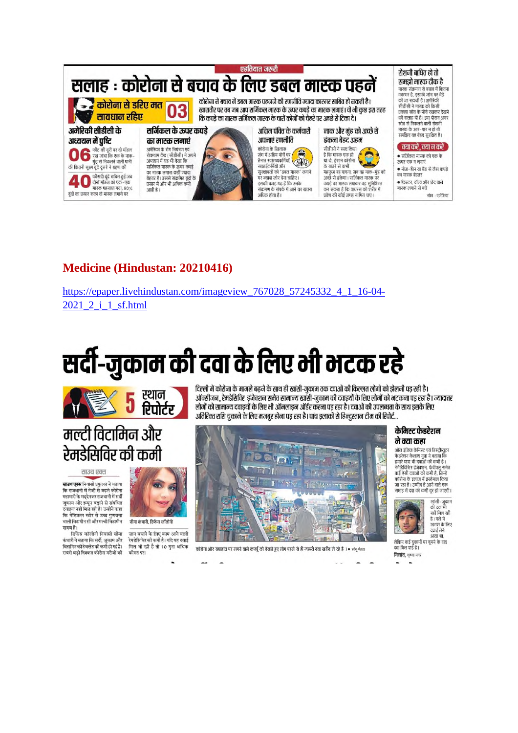एहतियात जरूरी

# सलाह : कोरोना से बचाव के लिए डबल मास्क पहनें

कोरोना से डरिए मत सावधान रहिए 03

कोरोना से बचाव में डबल मास्क पहनने की रणनीति ज्यादा कारगर साबित हो सकती है। खासतौर पर तब जब आप सर्जिकल मास्क के ऊपर कपड़े का मास्क लगाएं। वो भी कुछ इस तरह कि कपड़े का मास्क सर्जिकल मास्क के चारों कोनों को चेहरे पर अच्छे से टिका दे।

### अमेरिकी सीडीसी के अध्ययन में पुष्टि

**06** फीट की दूरी पर दो मॉडल रख जांचा कि एक के नाक-मुंह से निकलने वाली पानी की कितनी सूक्ष्म बूंदें दूसरे ने ग्रहण कीं

**40** फीसदी बूंदें बाधित हुईं जब दोनों मॉडल को एक-एक मास्क पहनाया गया, 80% बूंदों का प्रसार रुका दो मास्क लगाने पर

### सर्जिकल के ऊपर कपड़े का मास्क लगाएं

अमेरिका के रोग नियंत्रण एवं रोकथाम केंद्र (सीडीसी) ने अपने अध्ययन में यह भी देखा कि सर्जिकल मास्क के ऊपर कपड़े का मास्क लगाना कहीं ज्यादा बेहतर है। इससे संक्रमित बूंदों के प्रवाह में और भी अधिक कमी आती है।

### अग्रिम पंक्ति के कर्मचारी अपनाएं रणनीति

कोरोना के खिलाफ जंग में अग्रिम मोर्चे पर तैनात स्वास्थ्यकर्मियों, सफाईकर्मियों और सुरक्षाबलों को 'डबल मास्क' लगाने पर ज्यादा जोर देना चाहिए। इसकी वजह यह है कि उनके संक्रमण के संपर्क में आने का खतरा अधिक होता है।

### नाक और मुंह को अच्छे से ढंकना बेहद अहम

सीडीसी ने स्पष्ट किया है कि मास्क एक हो या दो, इंसान कोरोना के खतरे से कभी महफूज रह पाएगा, जब वह नाक-मुंह को अच्छे से ढंकेगा। सर्जिकल मास्क पर कपड़े का मास्क लगाकर वह सुनिश्चित कर सकता है कि वायरस को शरीर में प्रवेश की कोई जगह न मिल पाए।

### रोशनी बाधित हो तो समझो मास्क ठीक है

मास्क संक्रमण से बचाव में कितना कारगर है, इसकी जांच घर बैठे की जा सकती है। अमेरिकी सीडीसी ने मास्क को किसी प्रकाश स्रोत के नीचे रखकर देखने की सलाह दी है। इस दौरान अगर स्रोत से निकलने वाली रोशनी मास्क के आर-पार न हो तो समझिए वह बेहद सुरक्षित है।

### क्या करें, क्या न करें

- सर्जिकल मास्क को एक के ऊपर एक न लगाएं
- नोज-पिन या बैंड से लैस कपड़े का मास्क बेहतर
- फिल्टर, वॉल्व और छेद वाले मास्क लगाने से बचें

स्रोत : एजेंसियां

## Medicine (Hindustan: 20210416)

https://epaper.livehindustan.com/imageview_767028_57245332_4_1_16-04-2021_2_i_1_sf.html

# सर्दी-जुकाम की दवा के लिए भी भटक रहे

5 स्थान रिपोर्टर

दिल्ली में कोरोना के मामले बढ़ने के साथ ही खांसी-जुकाम तक दवाओं की किल्लत लोगों को झेलनी पड़ रही है। ऑक्सीजन, रेमडेसिविर इंजेक्शन समेत सामान्य खांसी-जुकाम की दवाइयों के लिए लोगों को भटकना पड़ रहा है। ज्यादातर लोगों को सामान्य दवाइयों के लिए भी ऑनलाइन ऑर्डर करना पड़ रहा है। दवाओं की उपलब्धता के साथ इसके लिए अतिरिक्त राशि चुकाने के लिए मजबूर होना पड़ रहा है। पांच इलाकों से हिन्दुस्तान टीम की रिपोर्ट...

## मल्टी विटामिन और रेमडेसिविर की कमी

साउथ एक्स

**साउथ एक्स** निवासी प्रफुल्ल ने बताया कि राजधानी में तेजी से बढ़ते कोरोना महामारी के मद्देनजर राजधानी में सर्दी जुकाम और इम्यून बढ़ाने से संबंधित दवाइयां नहीं मिल रही है। उन्होंने कहा कि मेडिकल स्टोर से उच्च गुणवत्ता वाली विटामिन सी और मल्टी विटामिन गायब है।

डिफेंस कॉलोनी निवासी सीमा कंधारी ने बताया कि सर्दी, जुकाम और विटामिन की टेबलेट की कमी हो गई है। सबसे बड़ी दिक्कत कोरोना मरीजों की जान बचाने के लिए काम आने वाली रेमडेसिविर की कमी है। यदि यह दवाई मिल भी रही है तो 10 गुना अधिक कीमत पर।

सीमा कंधारी, डिफेंस कॉलोनी

कोरोना और साप्ताहांत पर लगने वाले कर्फ्यू को देखते हुए लोग पहले से ही जरूरी दवा खरीद ले रहे हैं। • सोनू मेहता

### केमिस्ट फेडरेशन ने क्या कहा

ऑल इंडिया केमिस्ट एवं डिस्ट्रीब्यूटर फेडरेशन कैलाश गुप्ता ने बताया कि हमारे पास भी दवाओं की कमी है। रेमेडिसिविर इंजेक्शन, फेवीफ्लू समेत कई ऐसी दवाओं की कमी है, जिन्हें कोरोना के इलाज में इस्तेमाल किया जा रहा है। उम्मीद है आने वाले एक सप्ताह में दवा की कमी दूर हो जाएगी।

खांसी-जुकाम की दवा भी नहीं मिल रही है। गले में खराश के लिए दवाई लेने आया था, लेकिन कई दुकानों पर घूमने के बाद दवा मिल पाई है।

निशांत, कृष्णा नगर